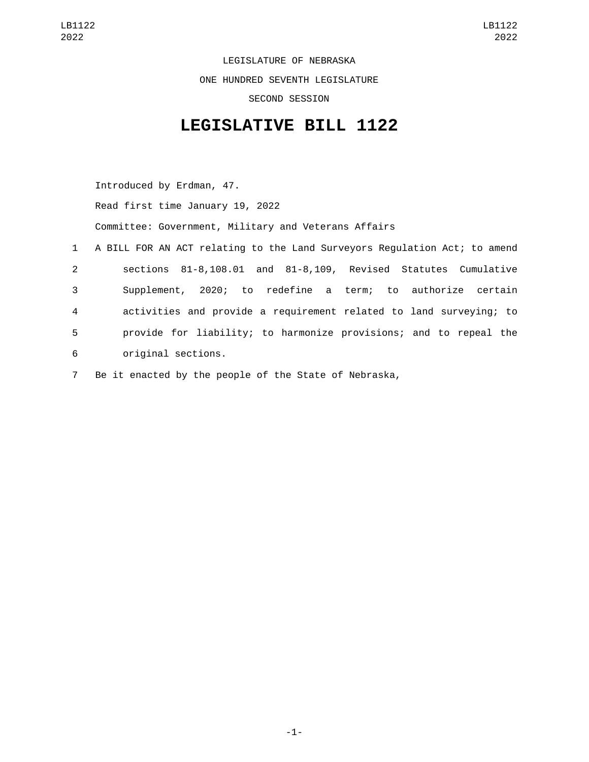LEGISLATURE OF NEBRASKA

ONE HUNDRED SEVENTH LEGISLATURE

SECOND SESSION

# LEGISLATIVE BILL 1122

Introduced by Erdman, 47.

Read first time January 19, 2022

Committee: Government, Military and Veterans Affairs

A BILL FOR AN ACT relating to the Land Surveyors Regulation Act; to amend sections 81-8,108.01 and 81-8,109, Revised Statutes Cumulative Supplement, 2020; to redefine a term; to authorize certain activities and provide a requirement related to land surveying; to provide for liability; to harmonize provisions; and to repeal the original sections.

Be it enacted by the people of the State of Nebraska,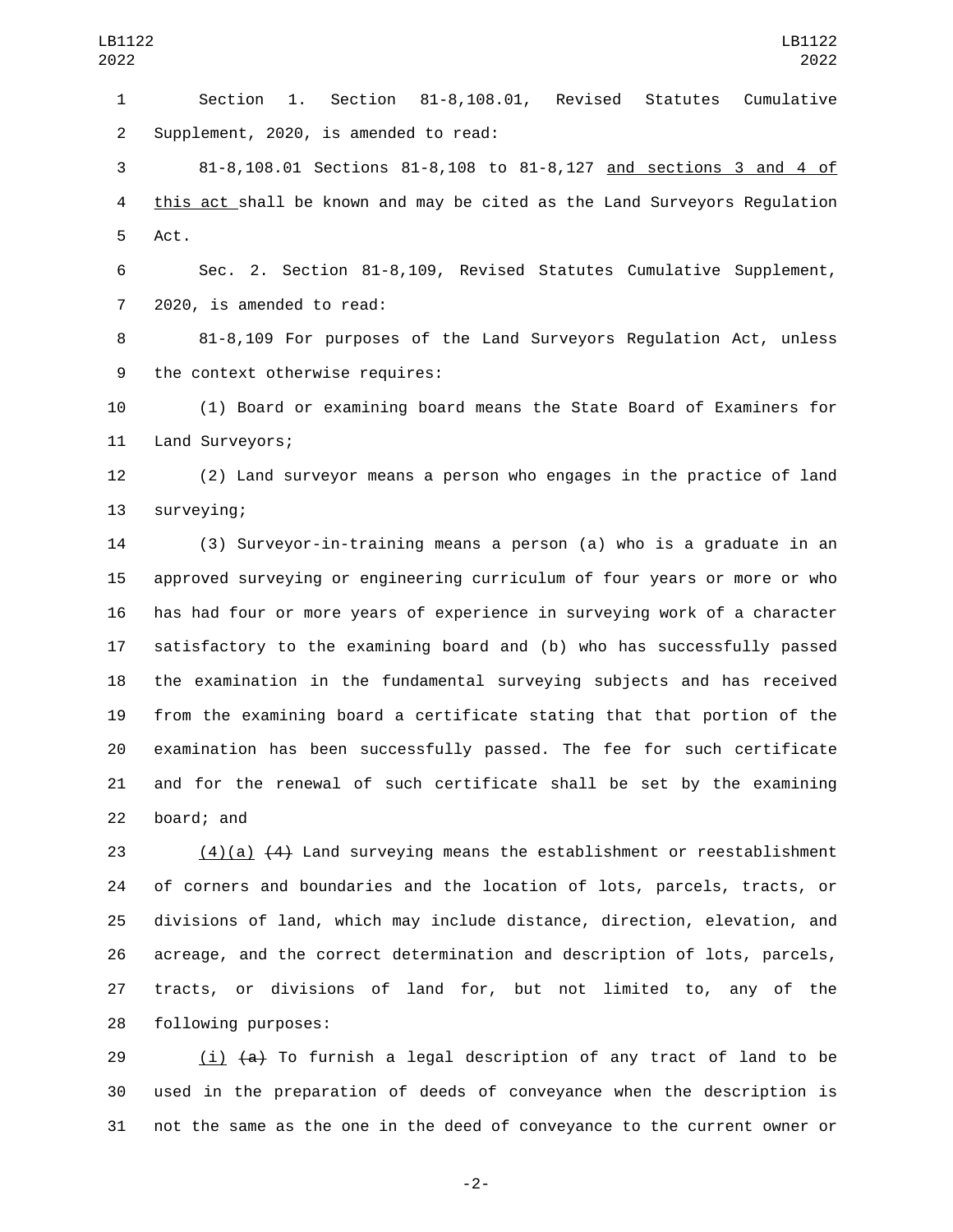Section 1. Section 81-8,108.01, Revised Statutes Cumulative Supplement, 2020, is amended to read:

81-8,108.01 Sections 81-8,108 to 81-8,127 <u>and sections 3 and 4 of this act</u> shall be known and may be cited as the Land Surveyors Regulation Act.

Sec. 2. Section 81-8,109, Revised Statutes Cumulative Supplement, 2020, is amended to read:

81-8,109 For purposes of the Land Surveyors Regulation Act, unless the context otherwise requires:

(1) Board or examining board means the State Board of Examiners for Land Surveyors;

(2) Land surveyor means a person who engages in the practice of land surveying;

(3) Surveyor-in-training means a person (a) who is a graduate in an approved surveying or engineering curriculum of four years or more or who has had four or more years of experience in surveying work of a character satisfactory to the examining board and (b) who has successfully passed the examination in the fundamental surveying subjects and has received from the examining board a certificate stating that that portion of the examination has been successfully passed. The fee for such certificate and for the renewal of such certificate shall be set by the examining board; and

<u>(4)(a)</u> ~~(4)~~ Land surveying means the establishment or reestablishment of corners and boundaries and the location of lots, parcels, tracts, or divisions of land, which may include distance, direction, elevation, and acreage, and the correct determination and description of lots, parcels, tracts, or divisions of land for, but not limited to, any of the following purposes:

<u>(i)</u> ~~(a)~~ To furnish a legal description of any tract of land to be used in the preparation of deeds of conveyance when the description is not the same as the one in the deed of conveyance to the current owner or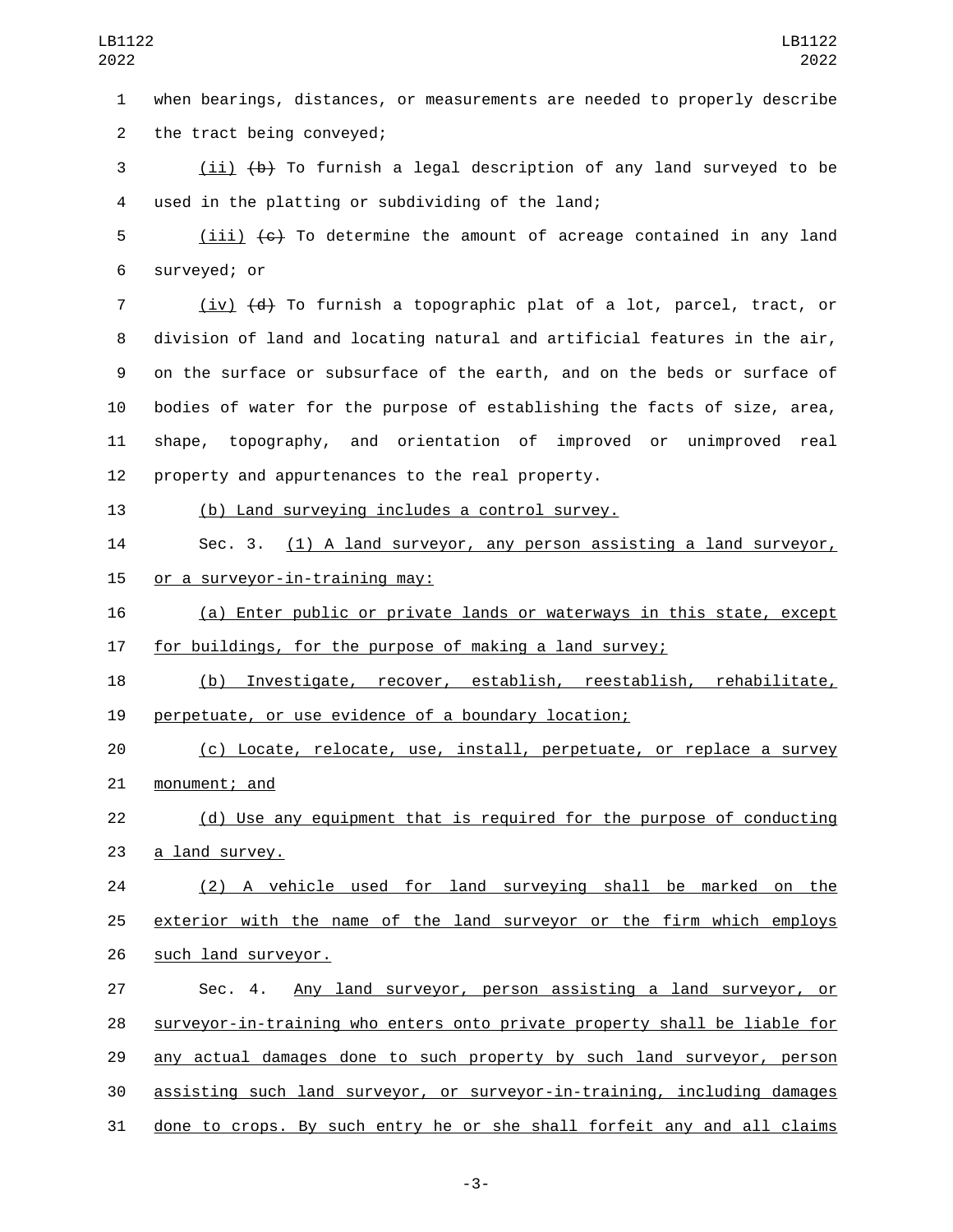when bearings, distances, or measurements are needed to properly describe the tract being conveyed;

(ii) (b) To furnish a legal description of any land surveyed to be used in the platting or subdividing of the land;

(iii) (c) To determine the amount of acreage contained in any land surveyed; or

(iv) (d) To furnish a topographic plat of a lot, parcel, tract, or division of land and locating natural and artificial features in the air, on the surface or subsurface of the earth, and on the beds or surface of bodies of water for the purpose of establishing the facts of size, area, shape, topography, and orientation of improved or unimproved real property and appurtenances to the real property.

(b) Land surveying includes a control survey.

Sec. 3. (1) A land surveyor, any person assisting a land surveyor, or a surveyor-in-training may:

(a) Enter public or private lands or waterways in this state, except for buildings, for the purpose of making a land survey;

(b) Investigate, recover, establish, reestablish, rehabilitate, perpetuate, or use evidence of a boundary location;

(c) Locate, relocate, use, install, perpetuate, or replace a survey monument; and

(d) Use any equipment that is required for the purpose of conducting a land survey.

(2) A vehicle used for land surveying shall be marked on the exterior with the name of the land surveyor or the firm which employs such land surveyor.

Sec. 4. Any land surveyor, person assisting a land surveyor, or surveyor-in-training who enters onto private property shall be liable for any actual damages done to such property by such land surveyor, person assisting such land surveyor, or surveyor-in-training, including damages done to crops. By such entry he or she shall forfeit any and all claims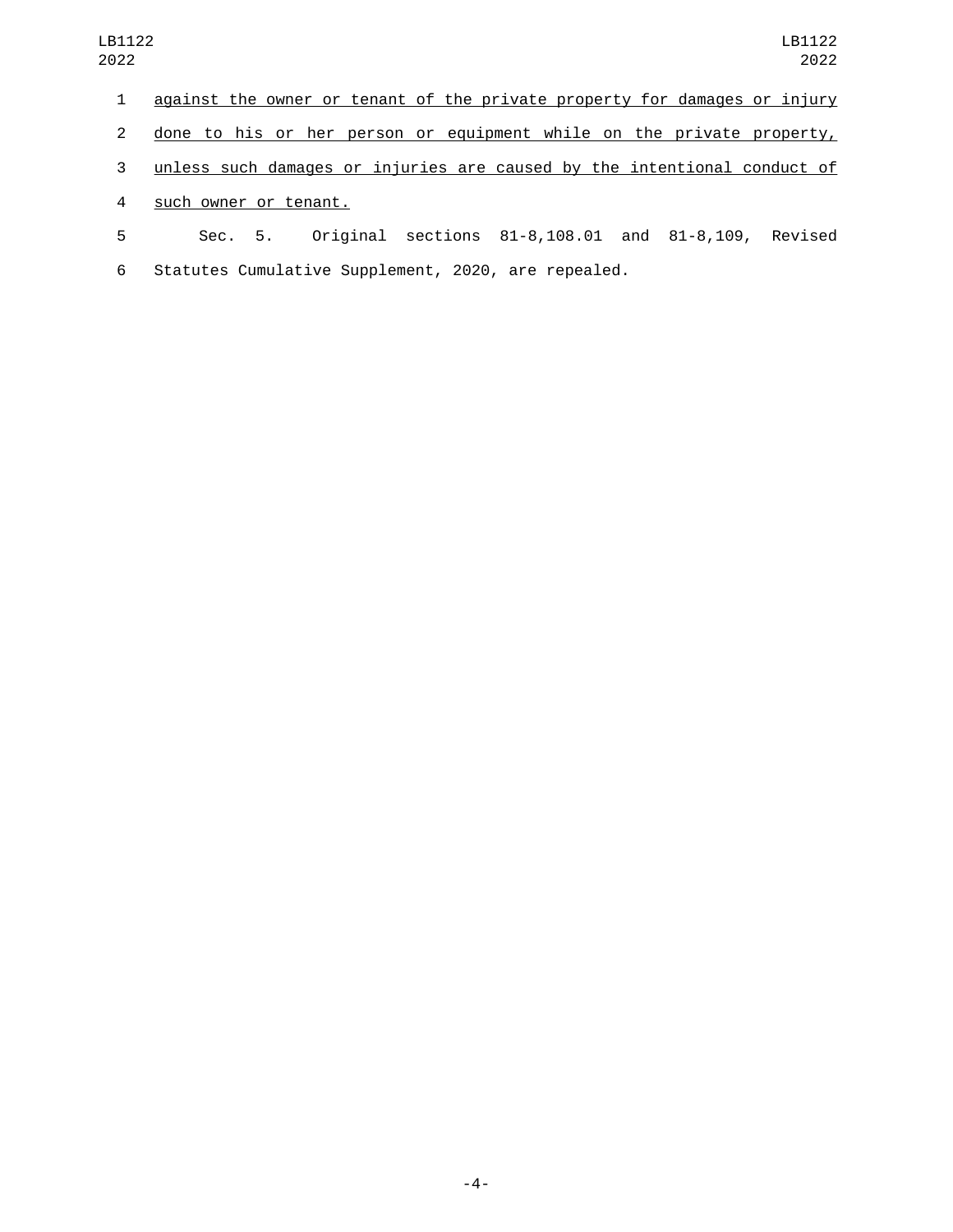against the owner or tenant of the private property for damages or injury done to his or her person or equipment while on the private property, unless such damages or injuries are caused by the intentional conduct of such owner or tenant.

Sec. 5. Original sections 81-8,108.01 and 81-8,109, Revised Statutes Cumulative Supplement, 2020, are repealed.